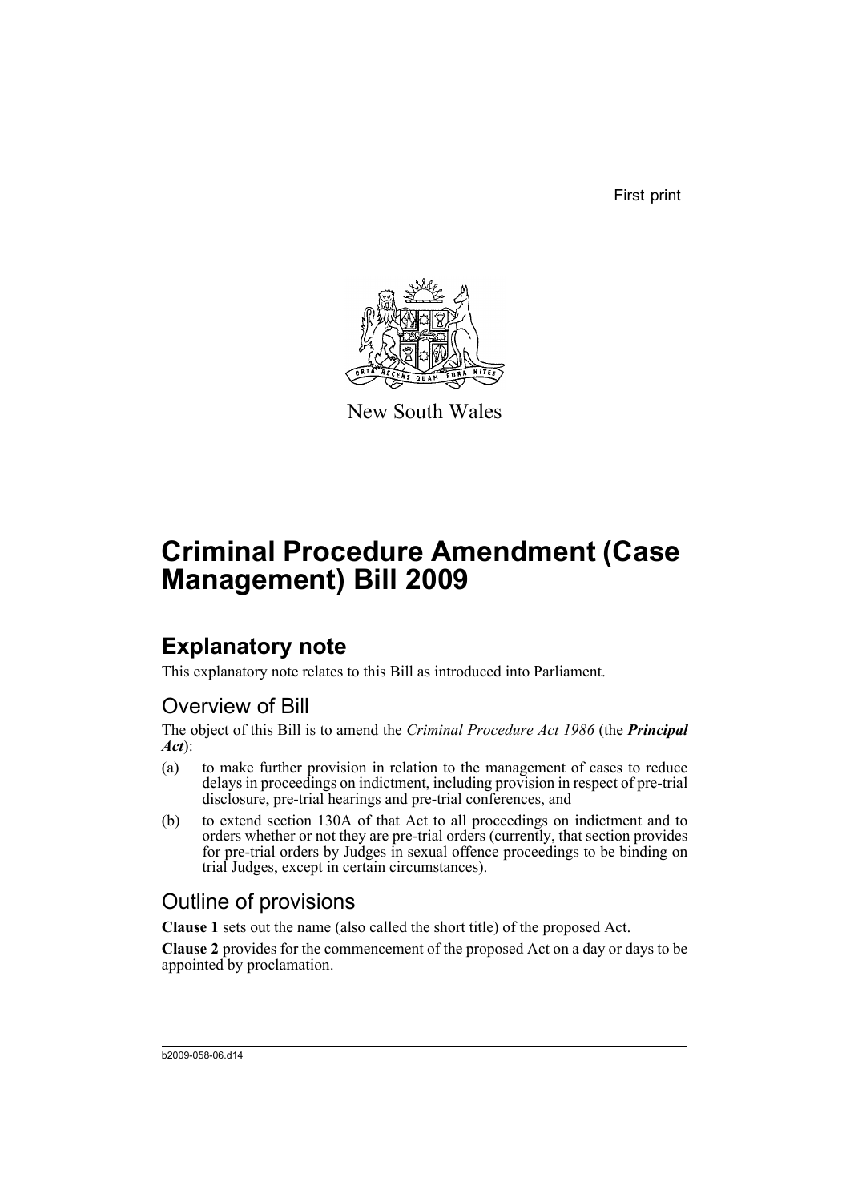First print

New South Wales

# Criminal Procedure Amendment (Case Management) Bill 2009

## Explanatory note

This explanatory note relates to this Bill as introduced into Parliament.

### Overview of Bill

The object of this Bill is to amend the *Criminal Procedure Act 1986* (the ***Principal Act***):

(a) to make further provision in relation to the management of cases to reduce delays in proceedings on indictment, including provision in respect of pre-trial disclosure, pre-trial hearings and pre-trial conferences, and

(b) to extend section 130A of that Act to all proceedings on indictment and to orders whether or not they are pre-trial orders (currently, that section provides for pre-trial orders by Judges in sexual offence proceedings to be binding on trial Judges, except in certain circumstances).

### Outline of provisions

**Clause 1** sets out the name (also called the short title) of the proposed Act.

**Clause 2** provides for the commencement of the proposed Act on a day or days to be appointed by proclamation.

b2009-058-06.d14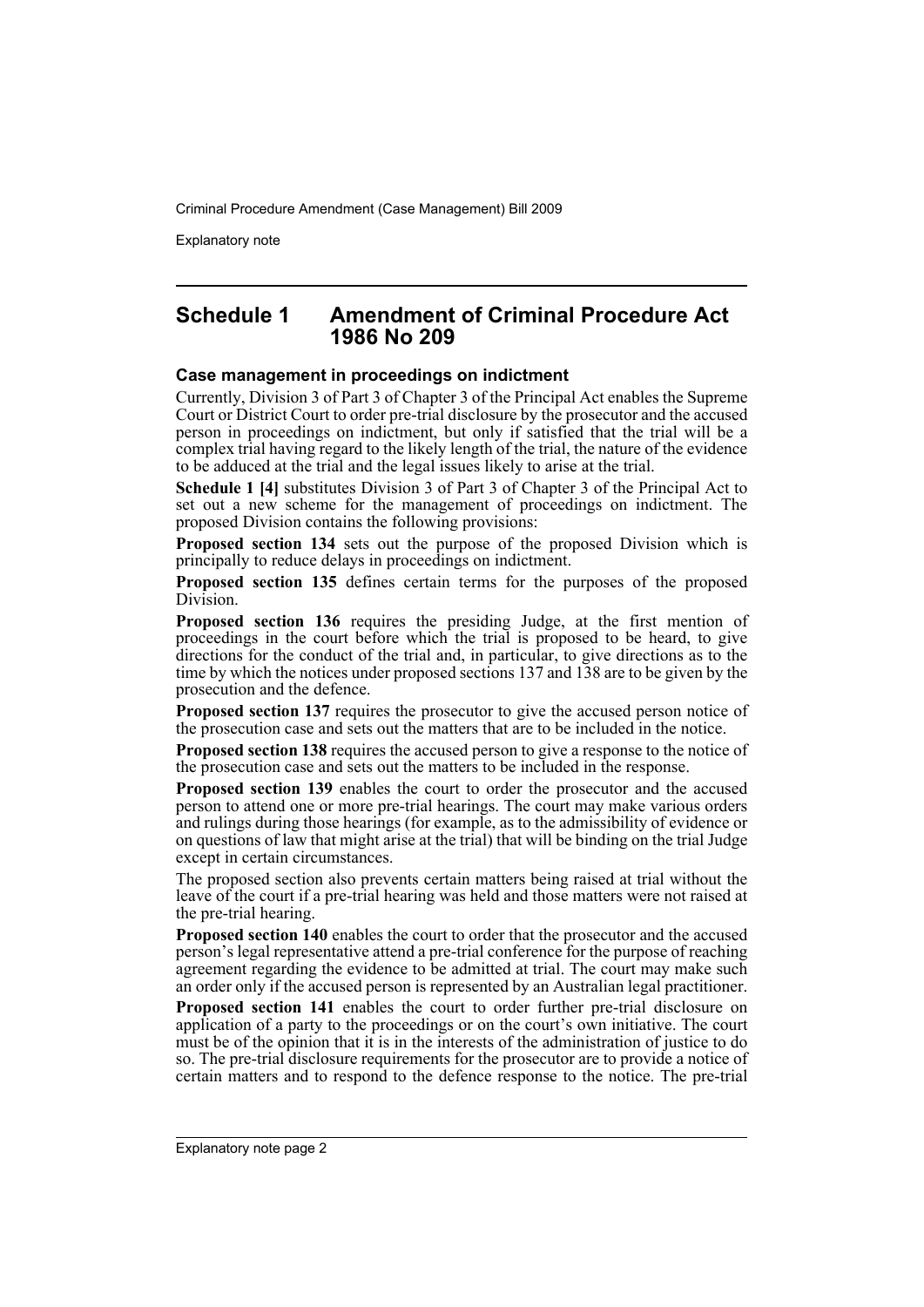## Schedule 1 Amendment of Criminal Procedure Act 1986 No 209

### Case management in proceedings on indictment

Currently, Division 3 of Part 3 of Chapter 3 of the Principal Act enables the Supreme Court or District Court to order pre-trial disclosure by the prosecutor and the accused person in proceedings on indictment, but only if satisfied that the trial will be a complex trial having regard to the likely length of the trial, the nature of the evidence to be adduced at the trial and the legal issues likely to arise at the trial.

**Schedule 1 [4]** substitutes Division 3 of Part 3 of Chapter 3 of the Principal Act to set out a new scheme for the management of proceedings on indictment. The proposed Division contains the following provisions:

**Proposed section 134** sets out the purpose of the proposed Division which is principally to reduce delays in proceedings on indictment.

**Proposed section 135** defines certain terms for the purposes of the proposed Division.

**Proposed section 136** requires the presiding Judge, at the first mention of proceedings in the court before which the trial is proposed to be heard, to give directions for the conduct of the trial and, in particular, to give directions as to the time by which the notices under proposed sections 137 and 138 are to be given by the prosecution and the defence.

**Proposed section 137** requires the prosecutor to give the accused person notice of the prosecution case and sets out the matters that are to be included in the notice.

**Proposed section 138** requires the accused person to give a response to the notice of the prosecution case and sets out the matters to be included in the response.

**Proposed section 139** enables the court to order the prosecutor and the accused person to attend one or more pre-trial hearings. The court may make various orders and rulings during those hearings (for example, as to the admissibility of evidence or on questions of law that might arise at the trial) that will be binding on the trial Judge except in certain circumstances.

The proposed section also prevents certain matters being raised at trial without the leave of the court if a pre-trial hearing was held and those matters were not raised at the pre-trial hearing.

**Proposed section 140** enables the court to order that the prosecutor and the accused person's legal representative attend a pre-trial conference for the purpose of reaching agreement regarding the evidence to be admitted at trial. The court may make such an order only if the accused person is represented by an Australian legal practitioner.

**Proposed section 141** enables the court to order further pre-trial disclosure on application of a party to the proceedings or on the court's own initiative. The court must be of the opinion that it is in the interests of the administration of justice to do so. The pre-trial disclosure requirements for the prosecutor are to provide a notice of certain matters and to respond to the defence response to the notice. The pre-trial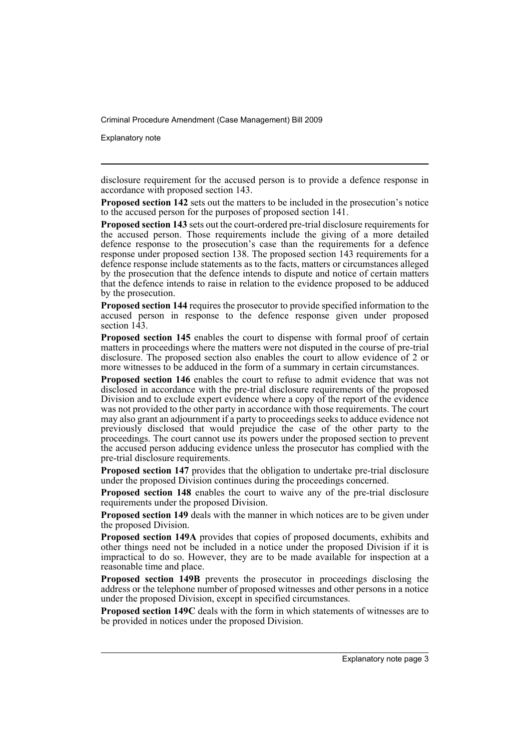disclosure requirement for the accused person is to provide a defence response in accordance with proposed section 143.

**Proposed section 142** sets out the matters to be included in the prosecution's notice to the accused person for the purposes of proposed section 141.

**Proposed section 143** sets out the court-ordered pre-trial disclosure requirements for the accused person. Those requirements include the giving of a more detailed defence response to the prosecution's case than the requirements for a defence response under proposed section 138. The proposed section 143 requirements for a defence response include statements as to the facts, matters or circumstances alleged by the prosecution that the defence intends to dispute and notice of certain matters that the defence intends to raise in relation to the evidence proposed to be adduced by the prosecution.

**Proposed section 144** requires the prosecutor to provide specified information to the accused person in response to the defence response given under proposed section 143.

**Proposed section 145** enables the court to dispense with formal proof of certain matters in proceedings where the matters were not disputed in the course of pre-trial disclosure. The proposed section also enables the court to allow evidence of 2 or more witnesses to be adduced in the form of a summary in certain circumstances.

**Proposed section 146** enables the court to refuse to admit evidence that was not disclosed in accordance with the pre-trial disclosure requirements of the proposed Division and to exclude expert evidence where a copy of the report of the evidence was not provided to the other party in accordance with those requirements. The court may also grant an adjournment if a party to proceedings seeks to adduce evidence not previously disclosed that would prejudice the case of the other party to the proceedings. The court cannot use its powers under the proposed section to prevent the accused person adducing evidence unless the prosecutor has complied with the pre-trial disclosure requirements.

**Proposed section 147** provides that the obligation to undertake pre-trial disclosure under the proposed Division continues during the proceedings concerned.

**Proposed section 148** enables the court to waive any of the pre-trial disclosure requirements under the proposed Division.

**Proposed section 149** deals with the manner in which notices are to be given under the proposed Division.

**Proposed section 149A** provides that copies of proposed documents, exhibits and other things need not be included in a notice under the proposed Division if it is impractical to do so. However, they are to be made available for inspection at a reasonable time and place.

**Proposed section 149B** prevents the prosecutor in proceedings disclosing the address or the telephone number of proposed witnesses and other persons in a notice under the proposed Division, except in specified circumstances.

**Proposed section 149C** deals with the form in which statements of witnesses are to be provided in notices under the proposed Division.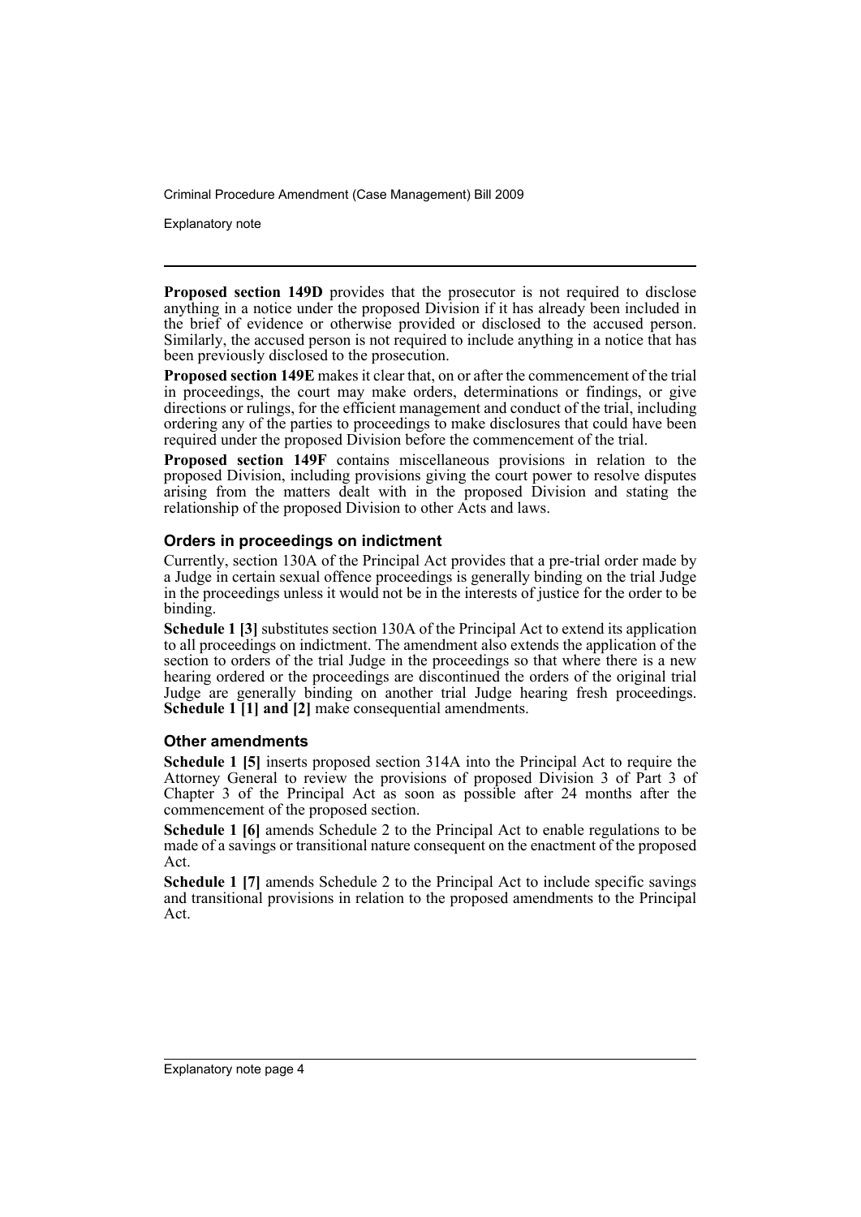**Proposed section 149D** provides that the prosecutor is not required to disclose anything in a notice under the proposed Division if it has already been included in the brief of evidence or otherwise provided or disclosed to the accused person. Similarly, the accused person is not required to include anything in a notice that has been previously disclosed to the prosecution.

**Proposed section 149E** makes it clear that, on or after the commencement of the trial in proceedings, the court may make orders, determinations or findings, or give directions or rulings, for the efficient management and conduct of the trial, including ordering any of the parties to proceedings to make disclosures that could have been required under the proposed Division before the commencement of the trial.

**Proposed section 149F** contains miscellaneous provisions in relation to the proposed Division, including provisions giving the court power to resolve disputes arising from the matters dealt with in the proposed Division and stating the relationship of the proposed Division to other Acts and laws.

### Orders in proceedings on indictment

Currently, section 130A of the Principal Act provides that a pre-trial order made by a Judge in certain sexual offence proceedings is generally binding on the trial Judge in the proceedings unless it would not be in the interests of justice for the order to be binding.

**Schedule 1 [3]** substitutes section 130A of the Principal Act to extend its application to all proceedings on indictment. The amendment also extends the application of the section to orders of the trial Judge in the proceedings so that where there is a new hearing ordered or the proceedings are discontinued the orders of the original trial Judge are generally binding on another trial Judge hearing fresh proceedings. **Schedule 1 [1] and [2]** make consequential amendments.

### Other amendments

**Schedule 1 [5]** inserts proposed section 314A into the Principal Act to require the Attorney General to review the provisions of proposed Division 3 of Part 3 of Chapter 3 of the Principal Act as soon as possible after 24 months after the commencement of the proposed section.

**Schedule 1 [6]** amends Schedule 2 to the Principal Act to enable regulations to be made of a savings or transitional nature consequent on the enactment of the proposed Act.

**Schedule 1 [7]** amends Schedule 2 to the Principal Act to include specific savings and transitional provisions in relation to the proposed amendments to the Principal Act.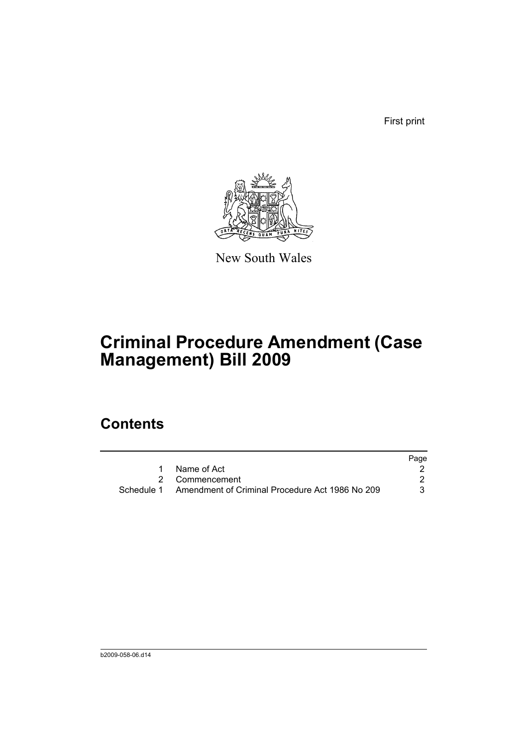First print

New South Wales

# Criminal Procedure Amendment (Case Management) Bill 2009

## Contents

| | | Page |
|---|---|---|
| 1 | Name of Act | 2 |
| 2 | Commencement | 2 |
| Schedule 1 | Amendment of Criminal Procedure Act 1986 No 209 | 3 |

b2009-058-06.d14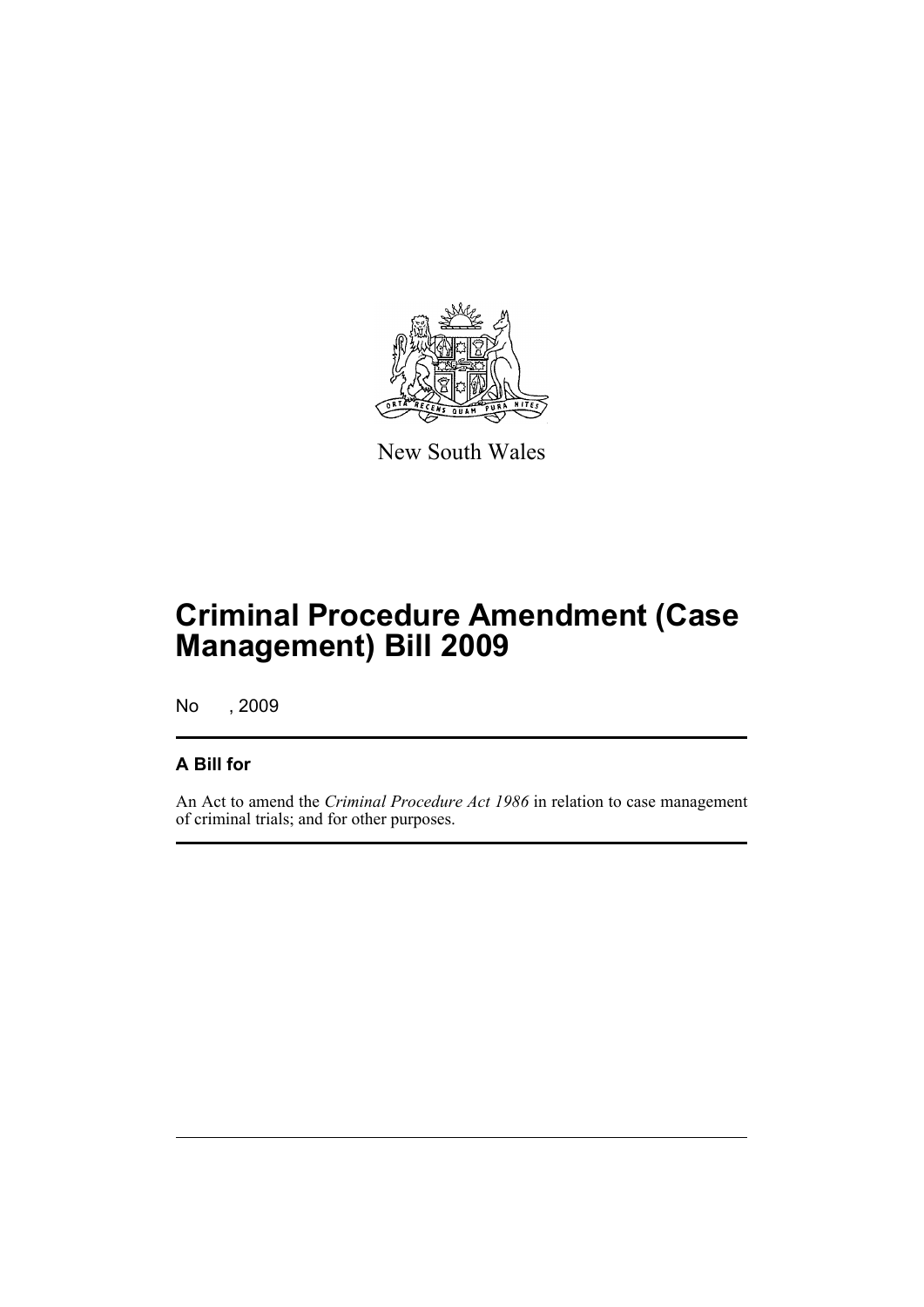New South Wales

# Criminal Procedure Amendment (Case Management) Bill 2009

No , 2009

## A Bill for

An Act to amend the *Criminal Procedure Act 1986* in relation to case management of criminal trials; and for other purposes.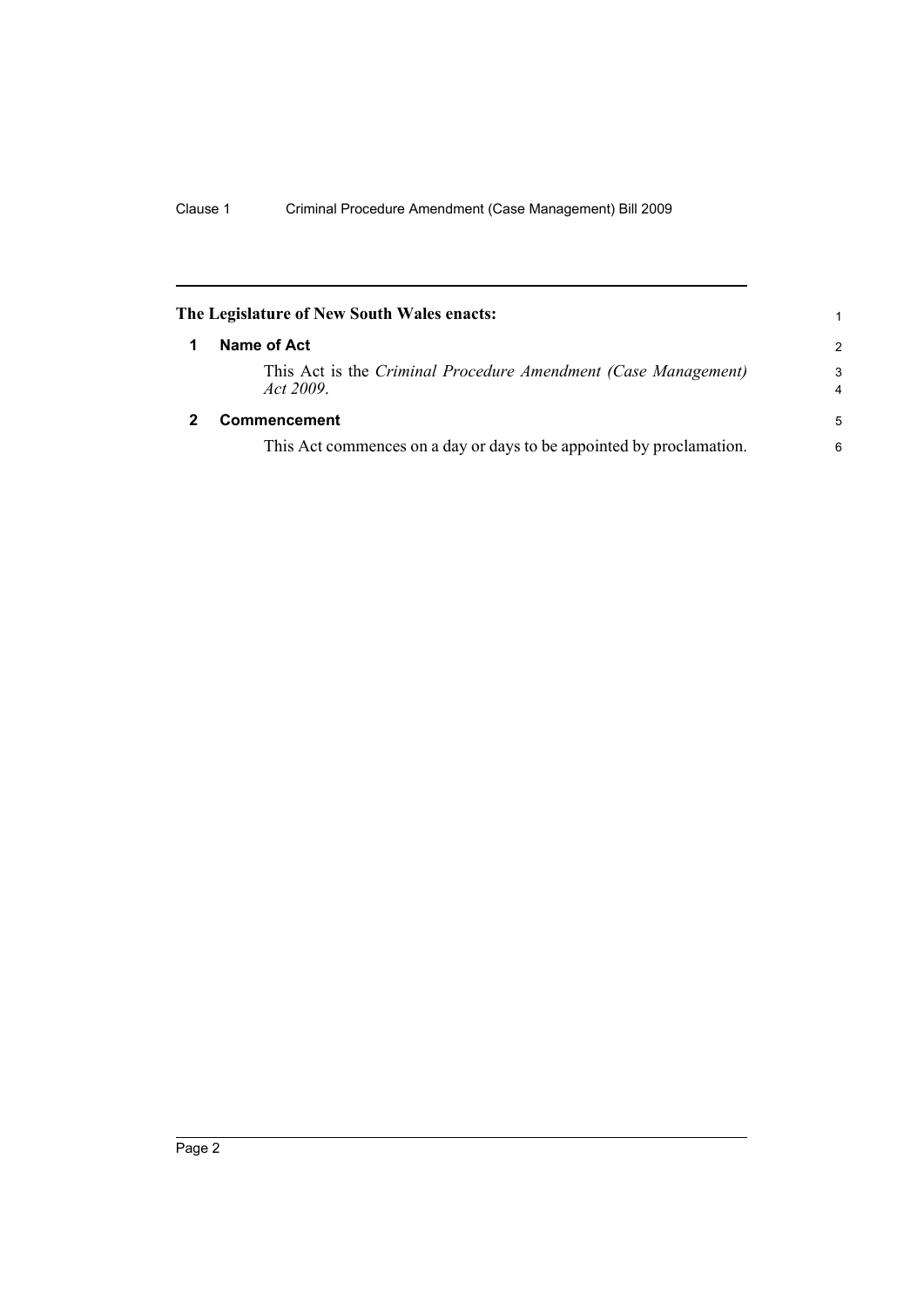**The Legislature of New South Wales enacts:**

## 1 Name of Act

This Act is the *Criminal Procedure Amendment (Case Management) Act 2009*.

## 2 Commencement

This Act commences on a day or days to be appointed by proclamation.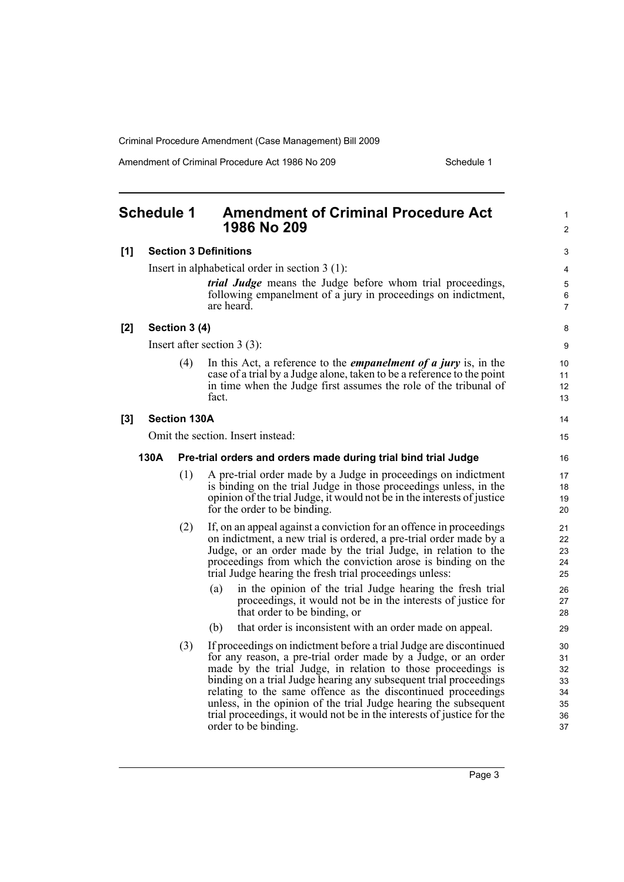## Schedule 1 Amendment of Criminal Procedure Act 1986 No 209

### [1] Section 3 Definitions

Insert in alphabetical order in section 3 (1):

> ***trial Judge*** means the Judge before whom trial proceedings, following empanelment of a jury in proceedings on indictment, are heard.

### [2] Section 3 (4)

Insert after section 3 (3):

> (4) In this Act, a reference to the ***empanelment of a jury*** is, in the case of a trial by a Judge alone, taken to be a reference to the point in time when the Judge first assumes the role of the tribunal of fact.

### [3] Section 130A

Omit the section. Insert instead:

**130A Pre-trial orders and orders made during trial bind trial Judge**

(1) A pre-trial order made by a Judge in proceedings on indictment is binding on the trial Judge in those proceedings unless, in the opinion of the trial Judge, it would not be in the interests of justice for the order to be binding.

(2) If, on an appeal against a conviction for an offence in proceedings on indictment, a new trial is ordered, a pre-trial order made by a Judge, or an order made by the trial Judge, in relation to the proceedings from which the conviction arose is binding on the trial Judge hearing the fresh trial proceedings unless:

- (a) in the opinion of the trial Judge hearing the fresh trial proceedings, it would not be in the interests of justice for that order to be binding, or
- (b) that order is inconsistent with an order made on appeal.

(3) If proceedings on indictment before a trial Judge are discontinued for any reason, a pre-trial order made by a Judge, or an order made by the trial Judge, in relation to those proceedings is binding on a trial Judge hearing any subsequent trial proceedings relating to the same offence as the discontinued proceedings unless, in the opinion of the trial Judge hearing the subsequent trial proceedings, it would not be in the interests of justice for the order to be binding.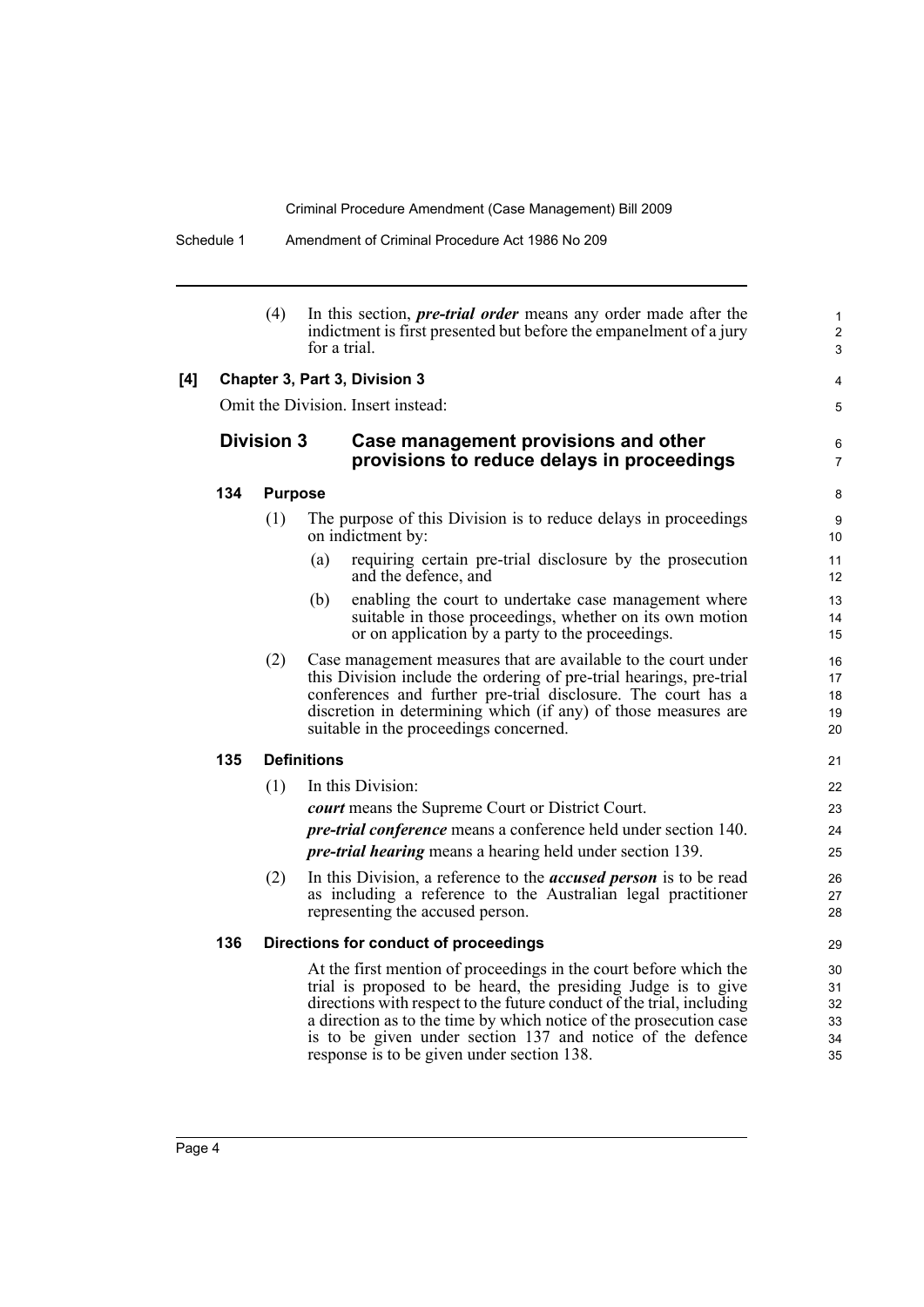(4) In this section, ***pre-trial order*** means any order made after the indictment is first presented but before the empanelment of a jury for a trial.

**[4] Chapter 3, Part 3, Division 3**

Omit the Division. Insert instead:

## Division 3 Case management provisions and other provisions to reduce delays in proceedings

### 134 Purpose

(1) The purpose of this Division is to reduce delays in proceedings on indictment by:

(a) requiring certain pre-trial disclosure by the prosecution and the defence, and

(b) enabling the court to undertake case management where suitable in those proceedings, whether on its own motion or on application by a party to the proceedings.

(2) Case management measures that are available to the court under this Division include the ordering of pre-trial hearings, pre-trial conferences and further pre-trial disclosure. The court has a discretion in determining which (if any) of those measures are suitable in the proceedings concerned.

### 135 Definitions

(1) In this Division:

***court*** means the Supreme Court or District Court.

***pre-trial conference*** means a conference held under section 140.

***pre-trial hearing*** means a hearing held under section 139.

(2) In this Division, a reference to the ***accused person*** is to be read as including a reference to the Australian legal practitioner representing the accused person.

### 136 Directions for conduct of proceedings

At the first mention of proceedings in the court before which the trial is proposed to be heard, the presiding Judge is to give directions with respect to the future conduct of the trial, including a direction as to the time by which notice of the prosecution case is to be given under section 137 and notice of the defence response is to be given under section 138.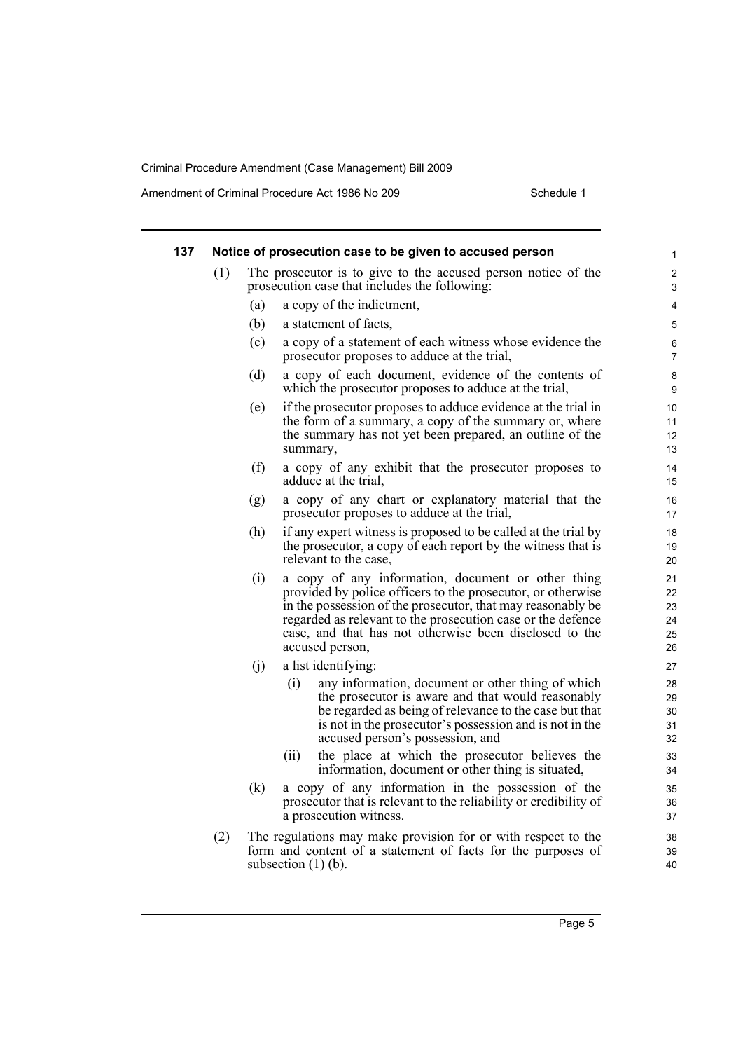### 137 Notice of prosecution case to be given to accused person

(1) The prosecutor is to give to the accused person notice of the prosecution case that includes the following:

(a) a copy of the indictment,

(b) a statement of facts,

(c) a copy of a statement of each witness whose evidence the prosecutor proposes to adduce at the trial,

(d) a copy of each document, evidence of the contents of which the prosecutor proposes to adduce at the trial,

(e) if the prosecutor proposes to adduce evidence at the trial in the form of a summary, a copy of the summary or, where the summary has not yet been prepared, an outline of the summary,

(f) a copy of any exhibit that the prosecutor proposes to adduce at the trial,

(g) a copy of any chart or explanatory material that the prosecutor proposes to adduce at the trial,

(h) if any expert witness is proposed to be called at the trial by the prosecutor, a copy of each report by the witness that is relevant to the case,

(i) a copy of any information, document or other thing provided by police officers to the prosecutor, or otherwise in the possession of the prosecutor, that may reasonably be regarded as relevant to the prosecution case or the defence case, and that has not otherwise been disclosed to the accused person,

(j) a list identifying:

(i) any information, document or other thing of which the prosecutor is aware and that would reasonably be regarded as being of relevance to the case but that is not in the prosecutor's possession and is not in the accused person's possession, and

(ii) the place at which the prosecutor believes the information, document or other thing is situated,

(k) a copy of any information in the possession of the prosecutor that is relevant to the reliability or credibility of a prosecution witness.

(2) The regulations may make provision for or with respect to the form and content of a statement of facts for the purposes of subsection (1) (b).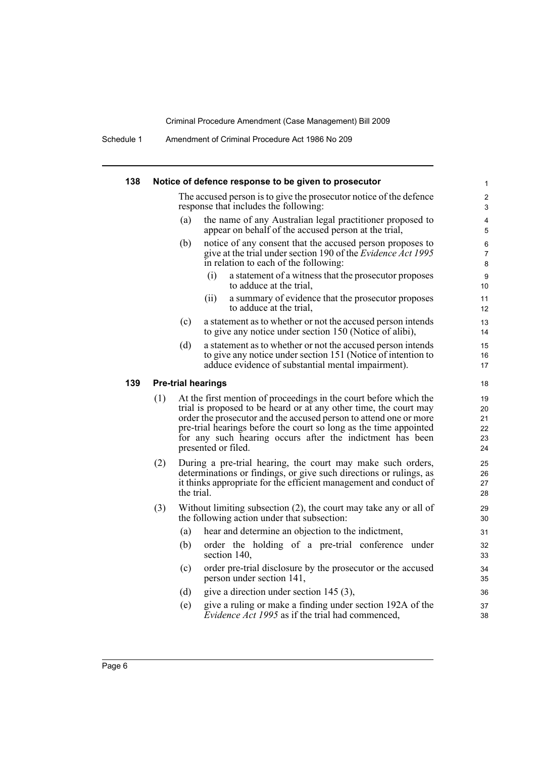### 138 Notice of defence response to be given to prosecutor

The accused person is to give the prosecutor notice of the defence response that includes the following:

(a) the name of any Australian legal practitioner proposed to appear on behalf of the accused person at the trial,

(b) notice of any consent that the accused person proposes to give at the trial under section 190 of the *Evidence Act 1995* in relation to each of the following:

  (i) a statement of a witness that the prosecutor proposes to adduce at the trial,

  (ii) a summary of evidence that the prosecutor proposes to adduce at the trial,

(c) a statement as to whether or not the accused person intends to give any notice under section 150 (Notice of alibi),

(d) a statement as to whether or not the accused person intends to give any notice under section 151 (Notice of intention to adduce evidence of substantial mental impairment).

### 139 Pre-trial hearings

(1) At the first mention of proceedings in the court before which the trial is proposed to be heard or at any other time, the court may order the prosecutor and the accused person to attend one or more pre-trial hearings before the court so long as the time appointed for any such hearing occurs after the indictment has been presented or filed.

(2) During a pre-trial hearing, the court may make such orders, determinations or findings, or give such directions or rulings, as it thinks appropriate for the efficient management and conduct of the trial.

(3) Without limiting subsection (2), the court may take any or all of the following action under that subsection:

(a) hear and determine an objection to the indictment,

(b) order the holding of a pre-trial conference under section 140,

(c) order pre-trial disclosure by the prosecutor or the accused person under section 141,

(d) give a direction under section 145 (3),

(e) give a ruling or make a finding under section 192A of the *Evidence Act 1995* as if the trial had commenced,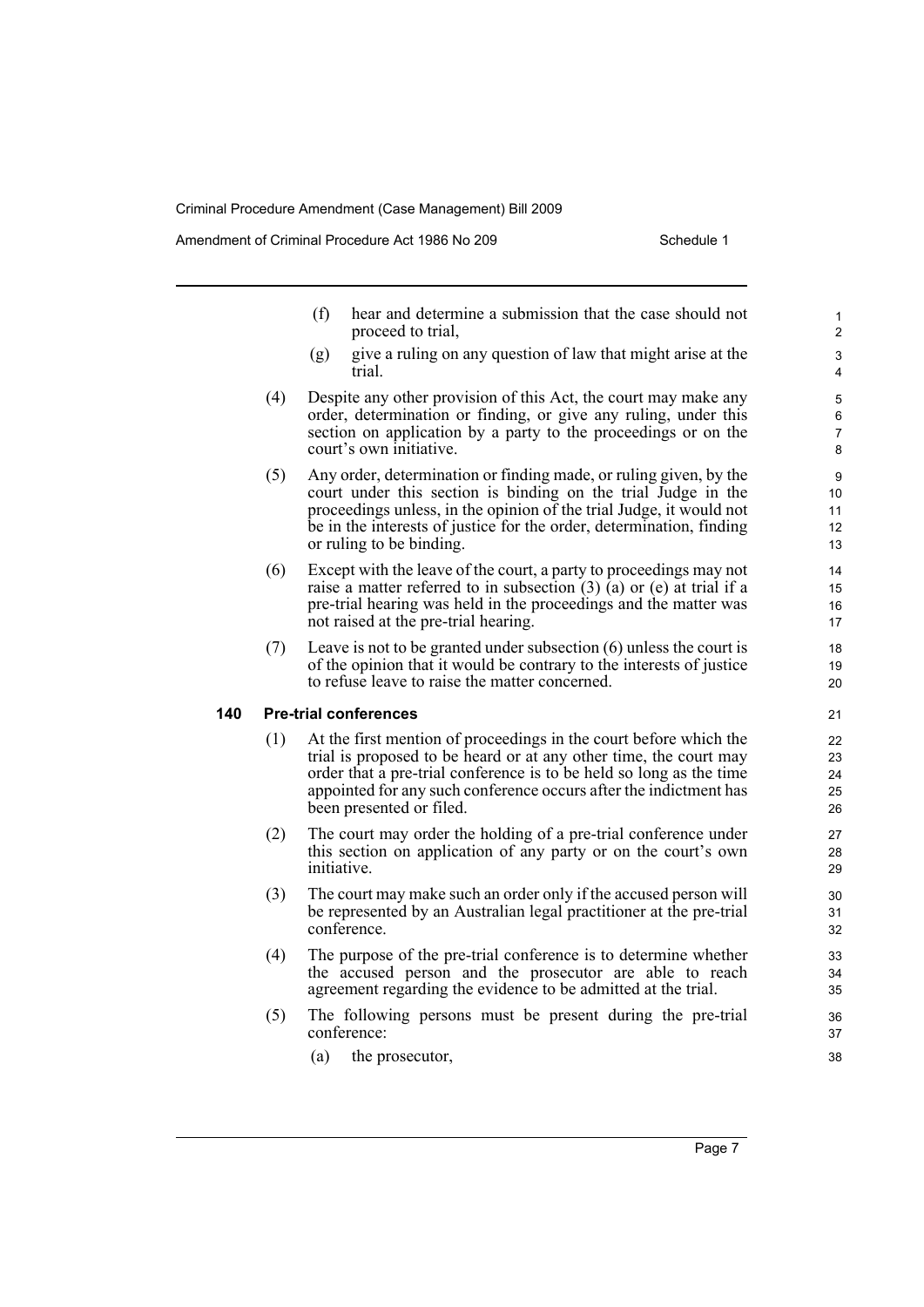(f) hear and determine a submission that the case should not proceed to trial,

(g) give a ruling on any question of law that might arise at the trial.

(4) Despite any other provision of this Act, the court may make any order, determination or finding, or give any ruling, under this section on application by a party to the proceedings or on the court's own initiative.

(5) Any order, determination or finding made, or ruling given, by the court under this section is binding on the trial Judge in the proceedings unless, in the opinion of the trial Judge, it would not be in the interests of justice for the order, determination, finding or ruling to be binding.

(6) Except with the leave of the court, a party to proceedings may not raise a matter referred to in subsection (3) (a) or (e) at trial if a pre-trial hearing was held in the proceedings and the matter was not raised at the pre-trial hearing.

(7) Leave is not to be granted under subsection (6) unless the court is of the opinion that it would be contrary to the interests of justice to refuse leave to raise the matter concerned.

### 140 Pre-trial conferences

(1) At the first mention of proceedings in the court before which the trial is proposed to be heard or at any other time, the court may order that a pre-trial conference is to be held so long as the time appointed for any such conference occurs after the indictment has been presented or filed.

(2) The court may order the holding of a pre-trial conference under this section on application of any party or on the court's own initiative.

(3) The court may make such an order only if the accused person will be represented by an Australian legal practitioner at the pre-trial conference.

(4) The purpose of the pre-trial conference is to determine whether the accused person and the prosecutor are able to reach agreement regarding the evidence to be admitted at the trial.

(5) The following persons must be present during the pre-trial conference:

(a) the prosecutor,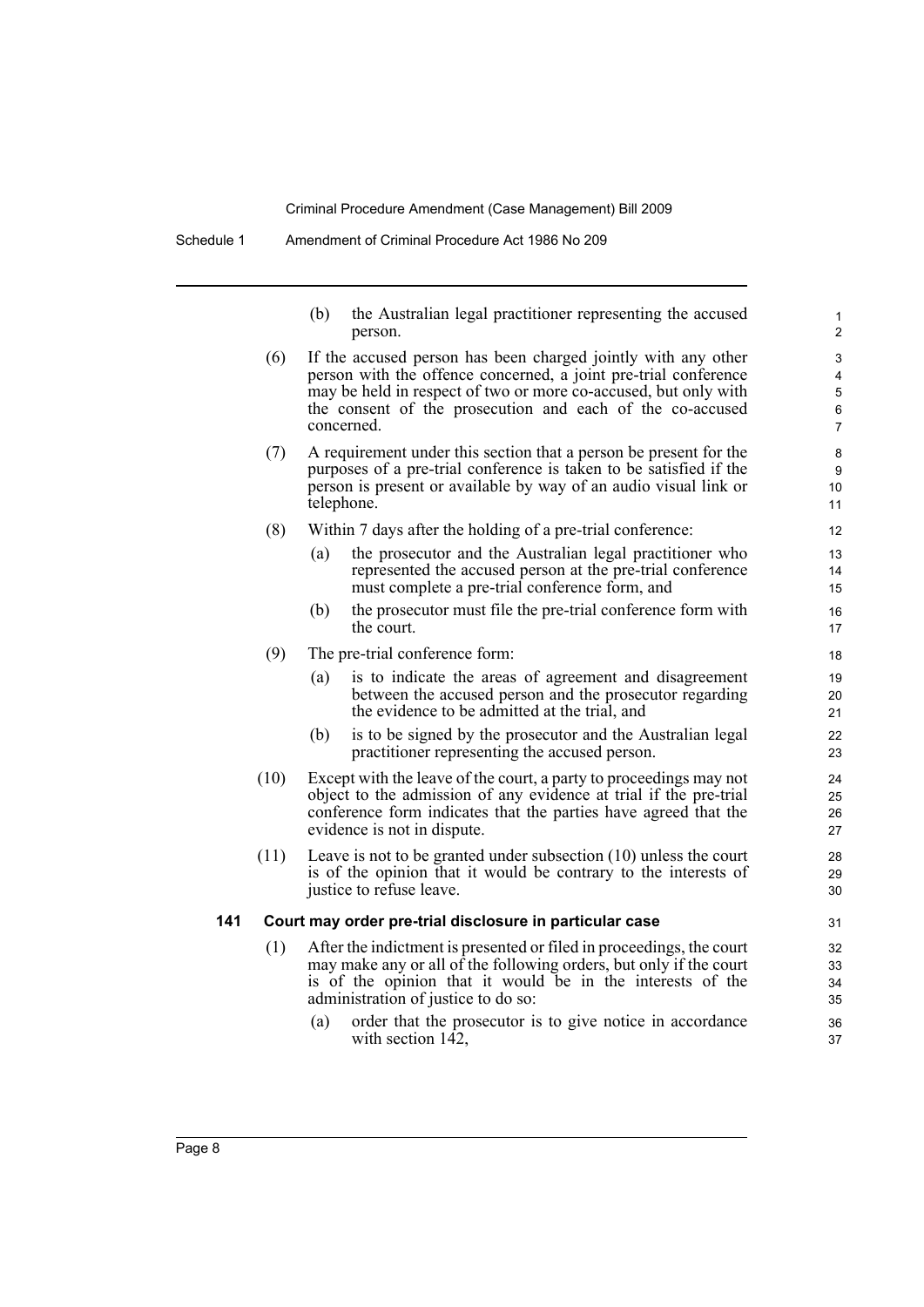(b) the Australian legal practitioner representing the accused person.

(6) If the accused person has been charged jointly with any other person with the offence concerned, a joint pre-trial conference may be held in respect of two or more co-accused, but only with the consent of the prosecution and each of the co-accused concerned.

(7) A requirement under this section that a person be present for the purposes of a pre-trial conference is taken to be satisfied if the person is present or available by way of an audio visual link or telephone.

(8) Within 7 days after the holding of a pre-trial conference:

(a) the prosecutor and the Australian legal practitioner who represented the accused person at the pre-trial conference must complete a pre-trial conference form, and

(b) the prosecutor must file the pre-trial conference form with the court.

(9) The pre-trial conference form:

(a) is to indicate the areas of agreement and disagreement between the accused person and the prosecutor regarding the evidence to be admitted at the trial, and

(b) is to be signed by the prosecutor and the Australian legal practitioner representing the accused person.

(10) Except with the leave of the court, a party to proceedings may not object to the admission of any evidence at trial if the pre-trial conference form indicates that the parties have agreed that the evidence is not in dispute.

(11) Leave is not to be granted under subsection (10) unless the court is of the opinion that it would be contrary to the interests of justice to refuse leave.

**141 Court may order pre-trial disclosure in particular case**

(1) After the indictment is presented or filed in proceedings, the court may make any or all of the following orders, but only if the court is of the opinion that it would be in the interests of the administration of justice to do so:

(a) order that the prosecutor is to give notice in accordance with section 142,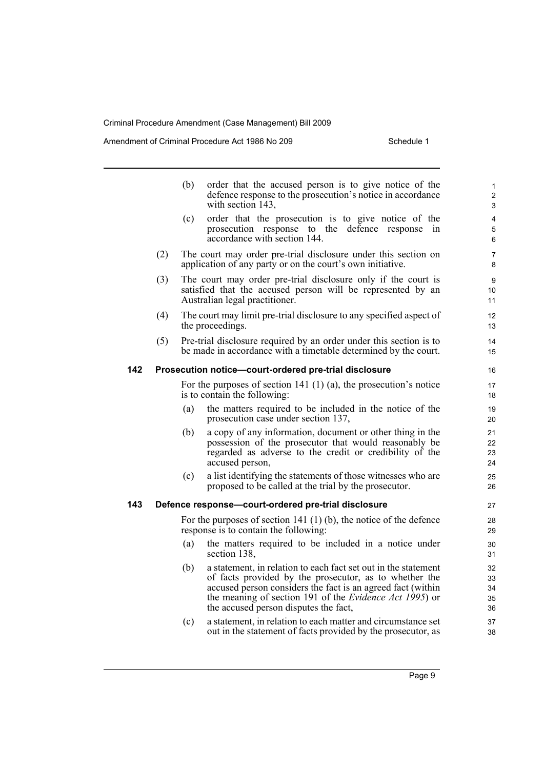(b) order that the accused person is to give notice of the defence response to the prosecution's notice in accordance with section 143,

(c) order that the prosecution is to give notice of the prosecution response to the defence response in accordance with section 144.

(2) The court may order pre-trial disclosure under this section on application of any party or on the court's own initiative.

(3) The court may order pre-trial disclosure only if the court is satisfied that the accused person will be represented by an Australian legal practitioner.

(4) The court may limit pre-trial disclosure to any specified aspect of the proceedings.

(5) Pre-trial disclosure required by an order under this section is to be made in accordance with a timetable determined by the court.

### 142 Prosecution notice—court-ordered pre-trial disclosure

For the purposes of section 141 (1) (a), the prosecution's notice is to contain the following:

(a) the matters required to be included in the notice of the prosecution case under section 137,

(b) a copy of any information, document or other thing in the possession of the prosecutor that would reasonably be regarded as adverse to the credit or credibility of the accused person,

(c) a list identifying the statements of those witnesses who are proposed to be called at the trial by the prosecutor.

### 143 Defence response—court-ordered pre-trial disclosure

For the purposes of section 141 (1) (b), the notice of the defence response is to contain the following:

(a) the matters required to be included in a notice under section 138,

(b) a statement, in relation to each fact set out in the statement of facts provided by the prosecutor, as to whether the accused person considers the fact is an agreed fact (within the meaning of section 191 of the *Evidence Act 1995*) or the accused person disputes the fact,

(c) a statement, in relation to each matter and circumstance set out in the statement of facts provided by the prosecutor, as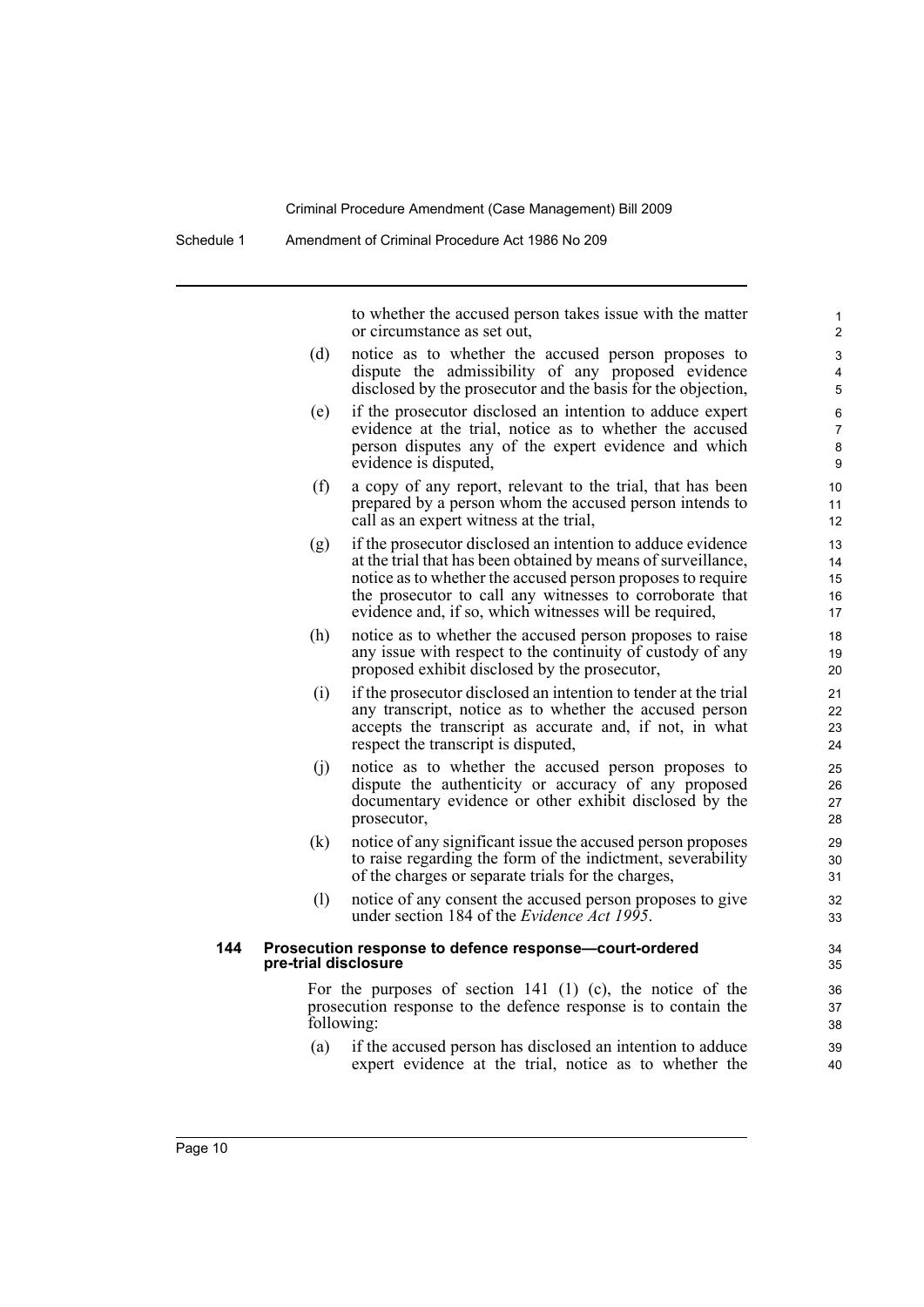to whether the accused person takes issue with the matter or circumstance as set out,

(d) notice as to whether the accused person proposes to dispute the admissibility of any proposed evidence disclosed by the prosecutor and the basis for the objection,

(e) if the prosecutor disclosed an intention to adduce expert evidence at the trial, notice as to whether the accused person disputes any of the expert evidence and which evidence is disputed,

(f) a copy of any report, relevant to the trial, that has been prepared by a person whom the accused person intends to call as an expert witness at the trial,

(g) if the prosecutor disclosed an intention to adduce evidence at the trial that has been obtained by means of surveillance, notice as to whether the accused person proposes to require the prosecutor to call any witnesses to corroborate that evidence and, if so, which witnesses will be required,

(h) notice as to whether the accused person proposes to raise any issue with respect to the continuity of custody of any proposed exhibit disclosed by the prosecutor,

(i) if the prosecutor disclosed an intention to tender at the trial any transcript, notice as to whether the accused person accepts the transcript as accurate and, if not, in what respect the transcript is disputed,

(j) notice as to whether the accused person proposes to dispute the authenticity or accuracy of any proposed documentary evidence or other exhibit disclosed by the prosecutor,

(k) notice of any significant issue the accused person proposes to raise regarding the form of the indictment, severability of the charges or separate trials for the charges,

(l) notice of any consent the accused person proposes to give under section 184 of the *Evidence Act 1995*.

**144 Prosecution response to defence response—court-ordered pre-trial disclosure**

For the purposes of section 141 (1) (c), the notice of the prosecution response to the defence response is to contain the following:

(a) if the accused person has disclosed an intention to adduce expert evidence at the trial, notice as to whether the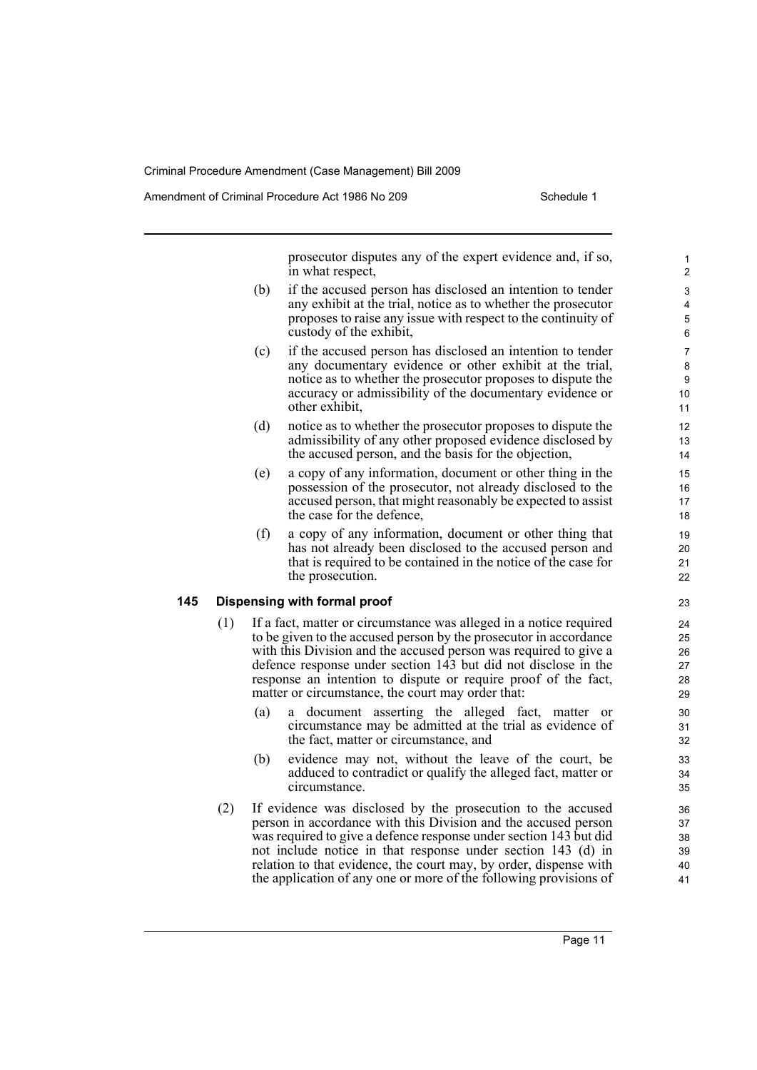prosecutor disputes any of the expert evidence and, if so, in what respect,

(b) if the accused person has disclosed an intention to tender any exhibit at the trial, notice as to whether the prosecutor proposes to raise any issue with respect to the continuity of custody of the exhibit,

(c) if the accused person has disclosed an intention to tender any documentary evidence or other exhibit at the trial, notice as to whether the prosecutor proposes to dispute the accuracy or admissibility of the documentary evidence or other exhibit,

(d) notice as to whether the prosecutor proposes to dispute the admissibility of any other proposed evidence disclosed by the accused person, and the basis for the objection,

(e) a copy of any information, document or other thing in the possession of the prosecutor, not already disclosed to the accused person, that might reasonably be expected to assist the case for the defence,

(f) a copy of any information, document or other thing that has not already been disclosed to the accused person and that is required to be contained in the notice of the case for the prosecution.

**145 Dispensing with formal proof**

(1) If a fact, matter or circumstance was alleged in a notice required to be given to the accused person by the prosecutor in accordance with this Division and the accused person was required to give a defence response under section 143 but did not disclose in the response an intention to dispute or require proof of the fact, matter or circumstance, the court may order that:

(a) a document asserting the alleged fact, matter or circumstance may be admitted at the trial as evidence of the fact, matter or circumstance, and

(b) evidence may not, without the leave of the court, be adduced to contradict or qualify the alleged fact, matter or circumstance.

(2) If evidence was disclosed by the prosecution to the accused person in accordance with this Division and the accused person was required to give a defence response under section 143 but did not include notice in that response under section 143 (d) in relation to that evidence, the court may, by order, dispense with the application of any one or more of the following provisions of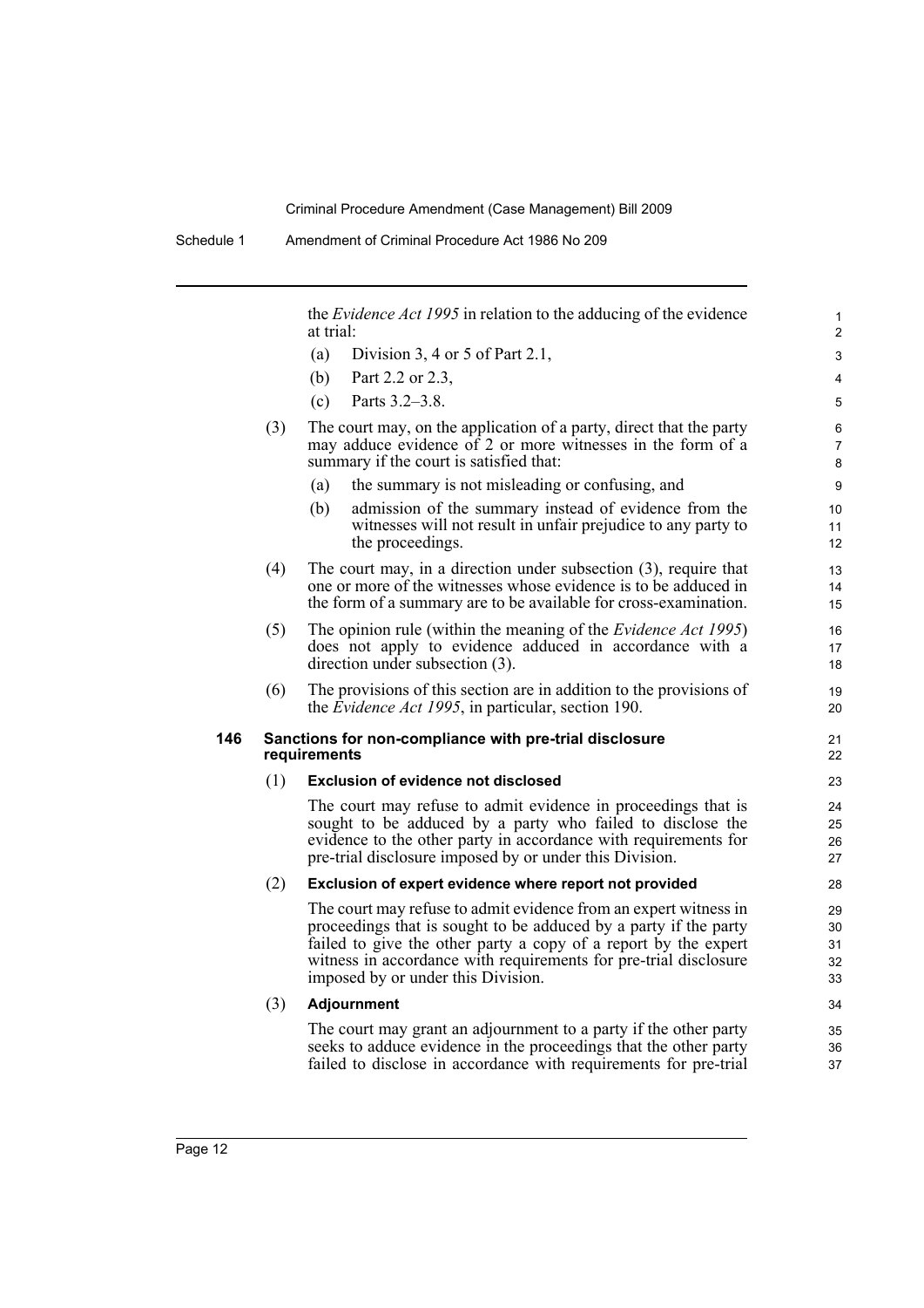the *Evidence Act 1995* in relation to the adducing of the evidence at trial:

(a) Division 3, 4 or 5 of Part 2.1,

(b) Part 2.2 or 2.3,

(c) Parts 3.2–3.8.

(3) The court may, on the application of a party, direct that the party may adduce evidence of 2 or more witnesses in the form of a summary if the court is satisfied that:

(a) the summary is not misleading or confusing, and

(b) admission of the summary instead of evidence from the witnesses will not result in unfair prejudice to any party to the proceedings.

(4) The court may, in a direction under subsection (3), require that one or more of the witnesses whose evidence is to be adduced in the form of a summary are to be available for cross-examination.

(5) The opinion rule (within the meaning of the *Evidence Act 1995*) does not apply to evidence adduced in accordance with a direction under subsection (3).

(6) The provisions of this section are in addition to the provisions of the *Evidence Act 1995*, in particular, section 190.

**146 Sanctions for non-compliance with pre-trial disclosure requirements**

(1) **Exclusion of evidence not disclosed**

The court may refuse to admit evidence in proceedings that is sought to be adduced by a party who failed to disclose the evidence to the other party in accordance with requirements for pre-trial disclosure imposed by or under this Division.

(2) **Exclusion of expert evidence where report not provided**

The court may refuse to admit evidence from an expert witness in proceedings that is sought to be adduced by a party if the party failed to give the other party a copy of a report by the expert witness in accordance with requirements for pre-trial disclosure imposed by or under this Division.

(3) **Adjournment**

The court may grant an adjournment to a party if the other party seeks to adduce evidence in the proceedings that the other party failed to disclose in accordance with requirements for pre-trial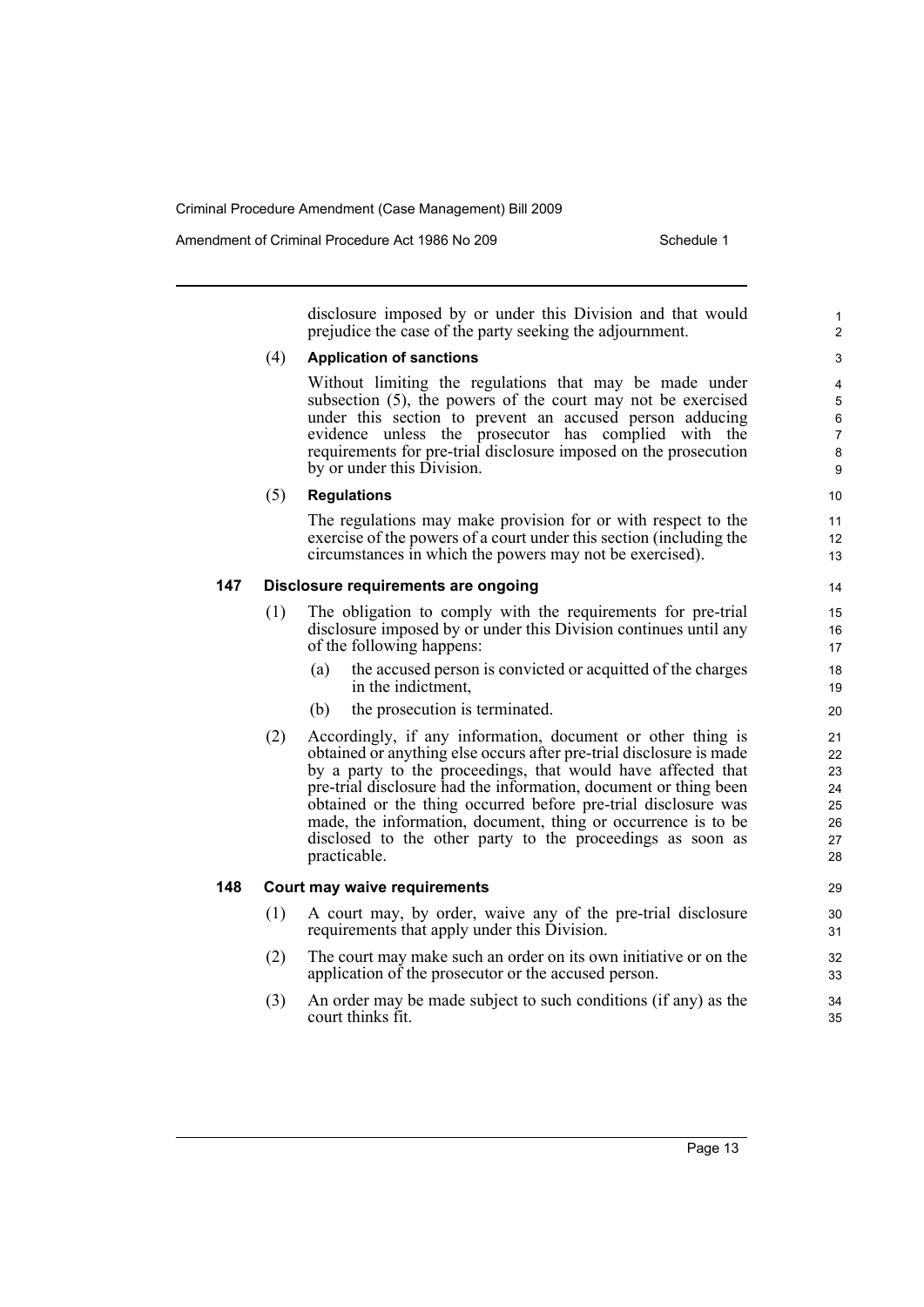disclosure imposed by or under this Division and that would prejudice the case of the party seeking the adjournment.

(4) **Application of sanctions**

Without limiting the regulations that may be made under subsection (5), the powers of the court may not be exercised under this section to prevent an accused person adducing evidence unless the prosecutor has complied with the requirements for pre-trial disclosure imposed on the prosecution by or under this Division.

(5) **Regulations**

The regulations may make provision for or with respect to the exercise of the powers of a court under this section (including the circumstances in which the powers may not be exercised).

### 147 Disclosure requirements are ongoing

(1) The obligation to comply with the requirements for pre-trial disclosure imposed by or under this Division continues until any of the following happens:

(a) the accused person is convicted or acquitted of the charges in the indictment,

(b) the prosecution is terminated.

(2) Accordingly, if any information, document or other thing is obtained or anything else occurs after pre-trial disclosure is made by a party to the proceedings, that would have affected that pre-trial disclosure had the information, document or thing been obtained or the thing occurred before pre-trial disclosure was made, the information, document, thing or occurrence is to be disclosed to the other party to the proceedings as soon as practicable.

### 148 Court may waive requirements

(1) A court may, by order, waive any of the pre-trial disclosure requirements that apply under this Division.

(2) The court may make such an order on its own initiative or on the application of the prosecutor or the accused person.

(3) An order may be made subject to such conditions (if any) as the court thinks fit.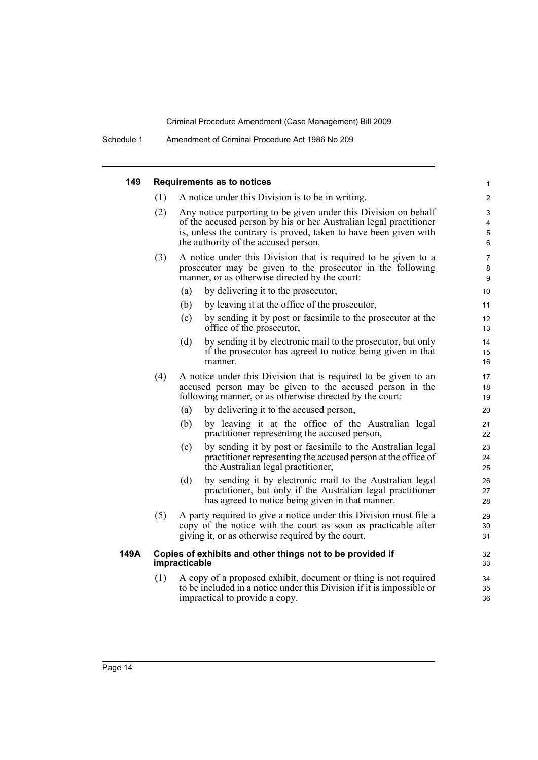#### 149 Requirements as to notices

(1) A notice under this Division is to be in writing.

(2) Any notice purporting to be given under this Division on behalf of the accused person by his or her Australian legal practitioner is, unless the contrary is proved, taken to have been given with the authority of the accused person.

(3) A notice under this Division that is required to be given to a prosecutor may be given to the prosecutor in the following manner, or as otherwise directed by the court:

- (a) by delivering it to the prosecutor,
- (b) by leaving it at the office of the prosecutor,
- (c) by sending it by post or facsimile to the prosecutor at the office of the prosecutor,
- (d) by sending it by electronic mail to the prosecutor, but only if the prosecutor has agreed to notice being given in that manner.

(4) A notice under this Division that is required to be given to an accused person may be given to the accused person in the following manner, or as otherwise directed by the court:

- (a) by delivering it to the accused person,
- (b) by leaving it at the office of the Australian legal practitioner representing the accused person,
- (c) by sending it by post or facsimile to the Australian legal practitioner representing the accused person at the office of the Australian legal practitioner,
- (d) by sending it by electronic mail to the Australian legal practitioner, but only if the Australian legal practitioner has agreed to notice being given in that manner.

(5) A party required to give a notice under this Division must file a copy of the notice with the court as soon as practicable after giving it, or as otherwise required by the court.

#### 149A Copies of exhibits and other things not to be provided if impracticable

(1) A copy of a proposed exhibit, document or thing is not required to be included in a notice under this Division if it is impossible or impractical to provide a copy.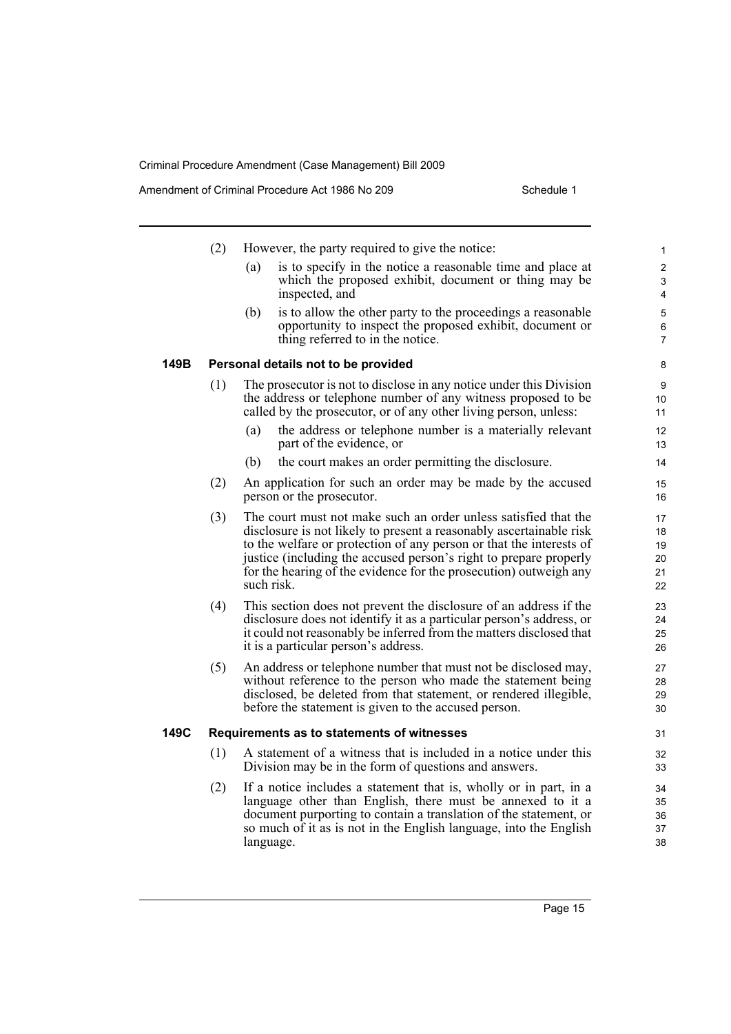(2) However, the party required to give the notice:

(a) is to specify in the notice a reasonable time and place at which the proposed exhibit, document or thing may be inspected, and

(b) is to allow the other party to the proceedings a reasonable opportunity to inspect the proposed exhibit, document or thing referred to in the notice.

**149B Personal details not to be provided**

(1) The prosecutor is not to disclose in any notice under this Division the address or telephone number of any witness proposed to be called by the prosecutor, or of any other living person, unless:

(a) the address or telephone number is a materially relevant part of the evidence, or

(b) the court makes an order permitting the disclosure.

(2) An application for such an order may be made by the accused person or the prosecutor.

(3) The court must not make such an order unless satisfied that the disclosure is not likely to present a reasonably ascertainable risk to the welfare or protection of any person or that the interests of justice (including the accused person's right to prepare properly for the hearing of the evidence for the prosecution) outweigh any such risk.

(4) This section does not prevent the disclosure of an address if the disclosure does not identify it as a particular person's address, or it could not reasonably be inferred from the matters disclosed that it is a particular person's address.

(5) An address or telephone number that must not be disclosed may, without reference to the person who made the statement being disclosed, be deleted from that statement, or rendered illegible, before the statement is given to the accused person.

**149C Requirements as to statements of witnesses**

(1) A statement of a witness that is included in a notice under this Division may be in the form of questions and answers.

(2) If a notice includes a statement that is, wholly or in part, in a language other than English, there must be annexed to it a document purporting to contain a translation of the statement, or so much of it as is not in the English language, into the English language.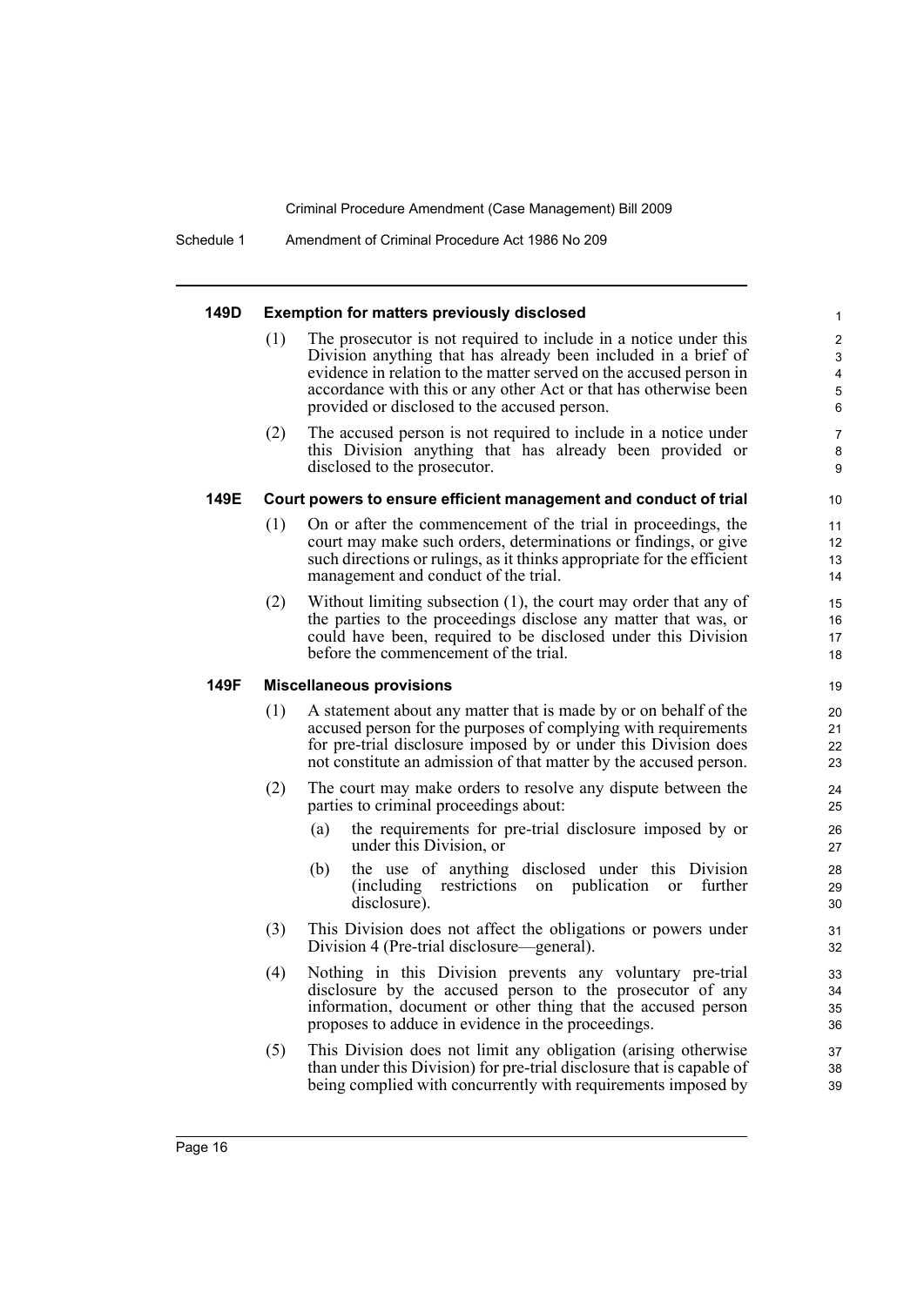### 149D Exemption for matters previously disclosed

(1) The prosecutor is not required to include in a notice under this Division anything that has already been included in a brief of evidence in relation to the matter served on the accused person in accordance with this or any other Act or that has otherwise been provided or disclosed to the accused person.

(2) The accused person is not required to include in a notice under this Division anything that has already been provided or disclosed to the prosecutor.

### 149E Court powers to ensure efficient management and conduct of trial

(1) On or after the commencement of the trial in proceedings, the court may make such orders, determinations or findings, or give such directions or rulings, as it thinks appropriate for the efficient management and conduct of the trial.

(2) Without limiting subsection (1), the court may order that any of the parties to the proceedings disclose any matter that was, or could have been, required to be disclosed under this Division before the commencement of the trial.

### 149F Miscellaneous provisions

(1) A statement about any matter that is made by or on behalf of the accused person for the purposes of complying with requirements for pre-trial disclosure imposed by or under this Division does not constitute an admission of that matter by the accused person.

(2) The court may make orders to resolve any dispute between the parties to criminal proceedings about:

- (a) the requirements for pre-trial disclosure imposed by or under this Division, or
- (b) the use of anything disclosed under this Division (including restrictions on publication or further disclosure).

(3) This Division does not affect the obligations or powers under Division 4 (Pre-trial disclosure—general).

(4) Nothing in this Division prevents any voluntary pre-trial disclosure by the accused person to the prosecutor of any information, document or other thing that the accused person proposes to adduce in evidence in the proceedings.

(5) This Division does not limit any obligation (arising otherwise than under this Division) for pre-trial disclosure that is capable of being complied with concurrently with requirements imposed by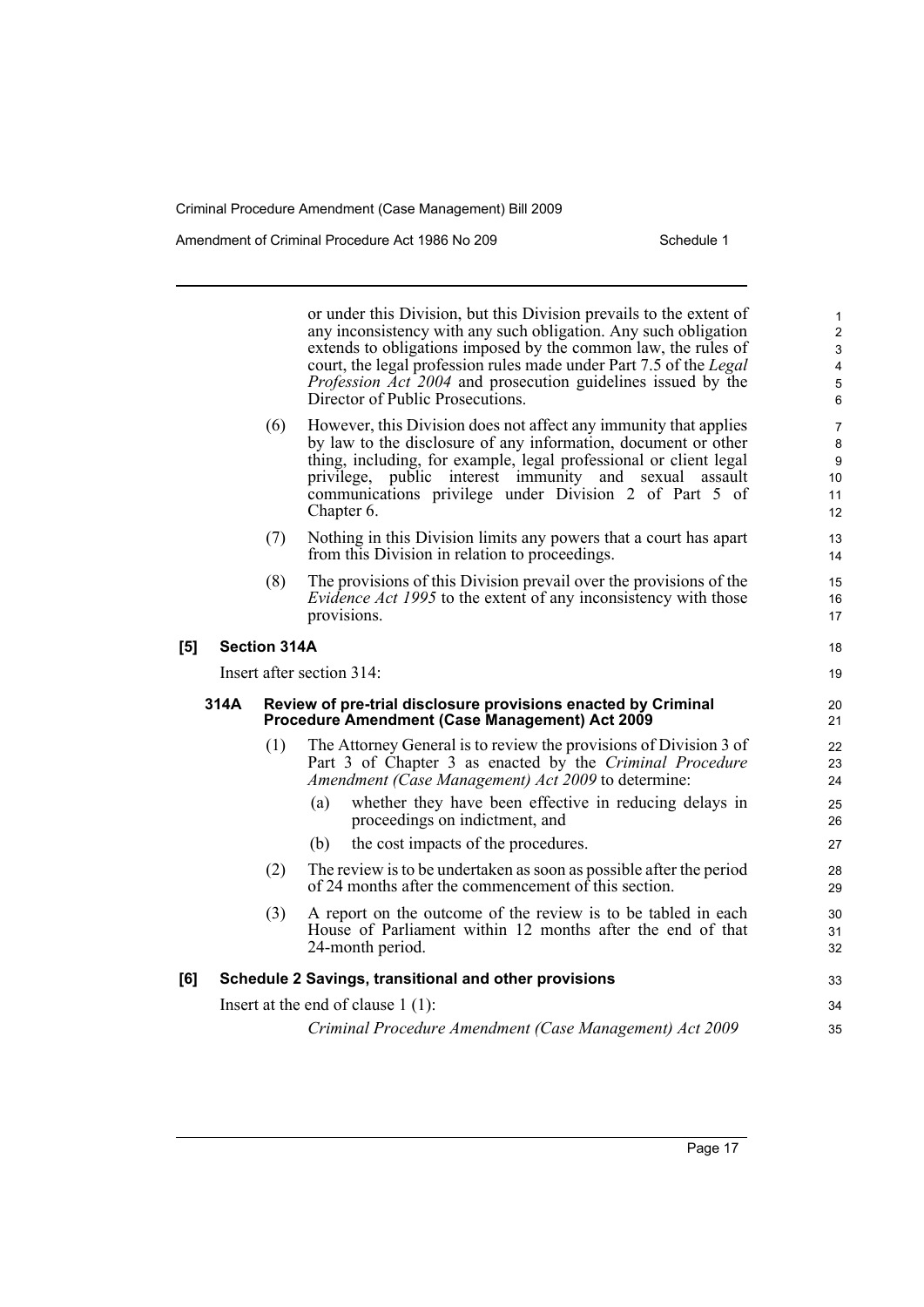or under this Division, but this Division prevails to the extent of any inconsistency with any such obligation. Any such obligation extends to obligations imposed by the common law, the rules of court, the legal profession rules made under Part 7.5 of the *Legal Profession Act 2004* and prosecution guidelines issued by the Director of Public Prosecutions.

(6) However, this Division does not affect any immunity that applies by law to the disclosure of any information, document or other thing, including, for example, legal professional or client legal privilege, public interest immunity and sexual assault communications privilege under Division 2 of Part 5 of Chapter 6.

(7) Nothing in this Division limits any powers that a court has apart from this Division in relation to proceedings.

(8) The provisions of this Division prevail over the provisions of the *Evidence Act 1995* to the extent of any inconsistency with those provisions.

**[5] Section 314A**

Insert after section 314:

**314A Review of pre-trial disclosure provisions enacted by Criminal Procedure Amendment (Case Management) Act 2009**

(1) The Attorney General is to review the provisions of Division 3 of Part 3 of Chapter 3 as enacted by the *Criminal Procedure Amendment (Case Management) Act 2009* to determine:

(a) whether they have been effective in reducing delays in proceedings on indictment, and

(b) the cost impacts of the procedures.

(2) The review is to be undertaken as soon as possible after the period of 24 months after the commencement of this section.

(3) A report on the outcome of the review is to be tabled in each House of Parliament within 12 months after the end of that 24-month period.

**[6] Schedule 2 Savings, transitional and other provisions**

Insert at the end of clause 1 (1):

*Criminal Procedure Amendment (Case Management) Act 2009*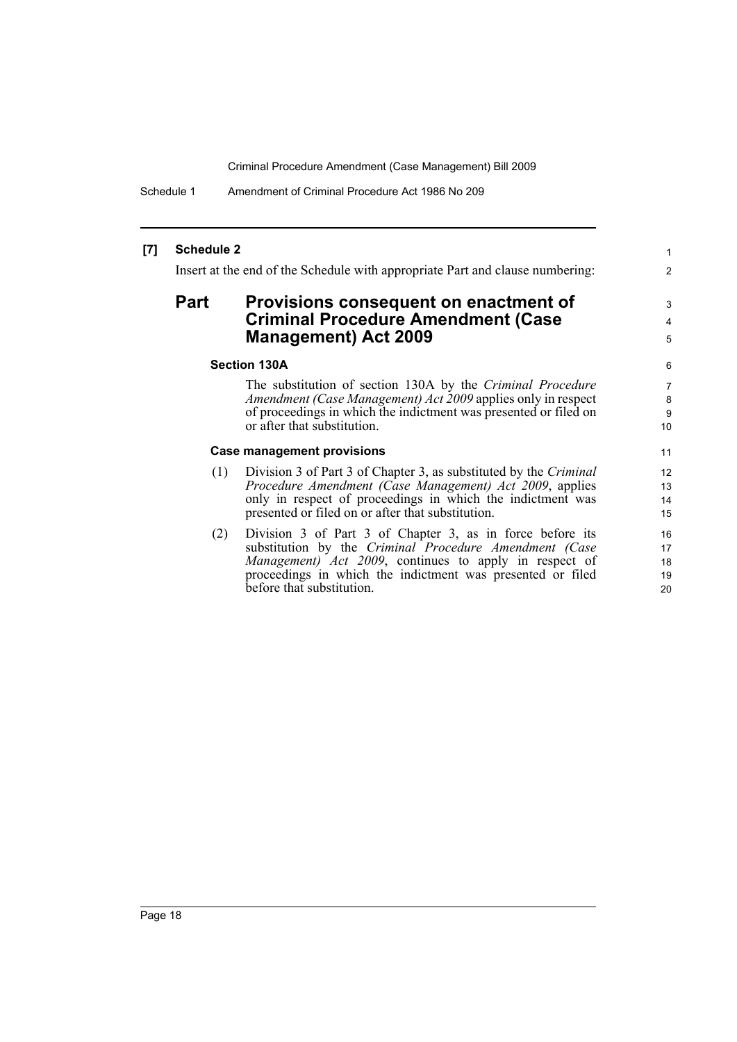**[7] Schedule 2**

Insert at the end of the Schedule with appropriate Part and clause numbering:

## Part Provisions consequent on enactment of Criminal Procedure Amendment (Case Management) Act 2009

### Section 130A

The substitution of section 130A by the *Criminal Procedure Amendment (Case Management) Act 2009* applies only in respect of proceedings in which the indictment was presented or filed on or after that substitution.

### Case management provisions

(1) Division 3 of Part 3 of Chapter 3, as substituted by the *Criminal Procedure Amendment (Case Management) Act 2009*, applies only in respect of proceedings in which the indictment was presented or filed on or after that substitution.

(2) Division 3 of Part 3 of Chapter 3, as in force before its substitution by the *Criminal Procedure Amendment (Case Management) Act 2009*, continues to apply in respect of proceedings in which the indictment was presented or filed before that substitution.